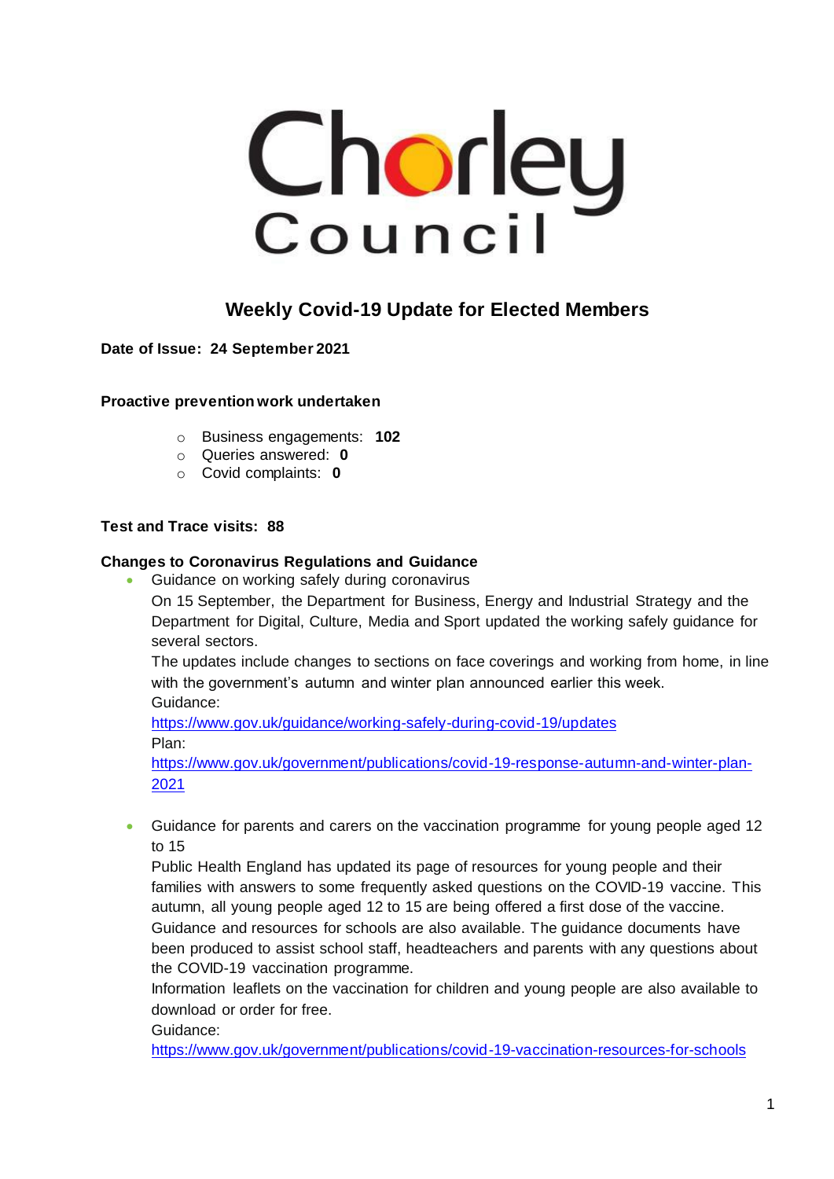# Chorley Council

## Weekly Covid-19 Update for Elected Members

**Date of Issue: 24 September 2021**

**Proactive prevention work undertaken**

- Business engagements: **102**
- Queries answered: **0**
- Covid complaints: **0**

**Test and Trace visits: 88**

**Changes to Coronavirus Regulations and Guidance**

- Guidance on working safely during coronavirus
  On 15 September, the Department for Business, Energy and Industrial Strategy and the Department for Digital, Culture, Media and Sport updated the working safely guidance for several sectors.
  The updates include changes to sections on face coverings and working from home, in line with the government's autumn and winter plan announced earlier this week.
  Guidance:
  https://www.gov.uk/guidance/working-safely-during-covid-19/updates
  Plan:
  https://www.gov.uk/government/publications/covid-19-response-autumn-and-winter-plan-2021

- Guidance for parents and carers on the vaccination programme for young people aged 12 to 15
  Public Health England has updated its page of resources for young people and their families with answers to some frequently asked questions on the COVID-19 vaccine. This autumn, all young people aged 12 to 15 are being offered a first dose of the vaccine.
  Guidance and resources for schools are also available. The guidance documents have been produced to assist school staff, headteachers and parents with any questions about the COVID-19 vaccination programme.
  Information leaflets on the vaccination for children and young people are also available to download or order for free.
  Guidance:
  https://www.gov.uk/government/publications/covid-19-vaccination-resources-for-schools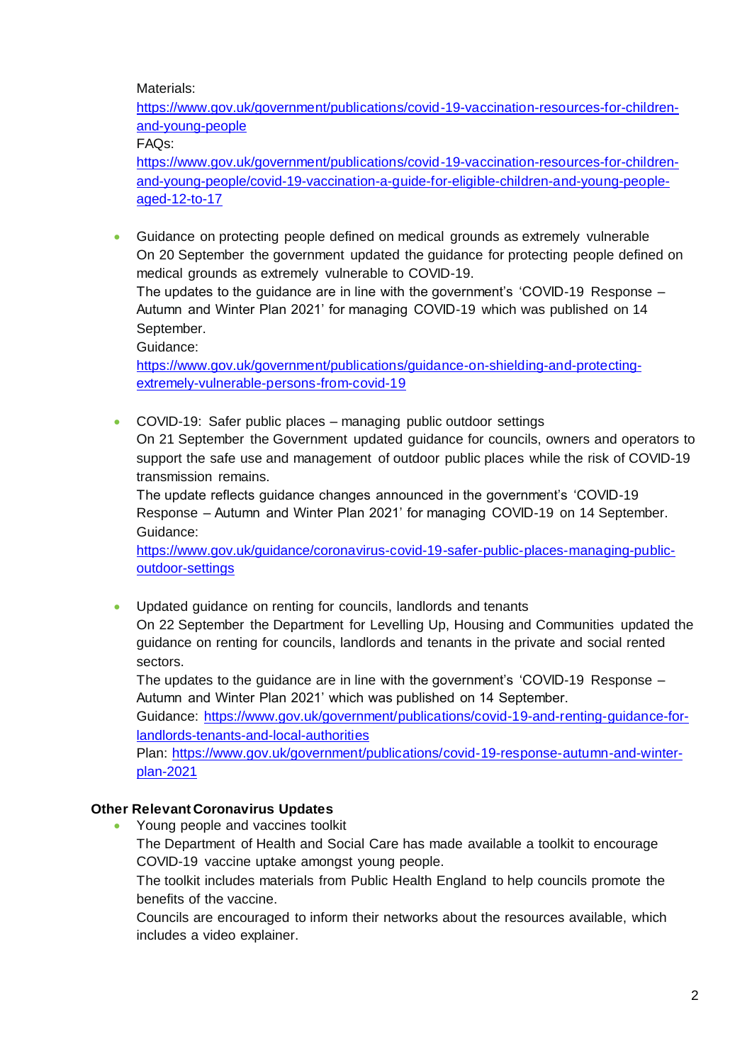Materials:
[https://www.gov.uk/government/publications/covid-19-vaccination-resources-for-children-and-young-people](https://www.gov.uk/government/publications/covid-19-vaccination-resources-for-children-and-young-people)
FAQs:
[https://www.gov.uk/government/publications/covid-19-vaccination-resources-for-children-and-young-people/covid-19-vaccination-a-guide-for-eligible-children-and-young-people-aged-12-to-17](https://www.gov.uk/government/publications/covid-19-vaccination-resources-for-children-and-young-people/covid-19-vaccination-a-guide-for-eligible-children-and-young-people-aged-12-to-17)

- Guidance on protecting people defined on medical grounds as extremely vulnerable
  On 20 September the government updated the guidance for protecting people defined on medical grounds as extremely vulnerable to COVID-19.
  The updates to the guidance are in line with the government's 'COVID-19 Response – Autumn and Winter Plan 2021' for managing COVID-19 which was published on 14 September.
  Guidance:
  [https://www.gov.uk/government/publications/guidance-on-shielding-and-protecting-extremely-vulnerable-persons-from-covid-19](https://www.gov.uk/government/publications/guidance-on-shielding-and-protecting-extremely-vulnerable-persons-from-covid-19)

- COVID-19: Safer public places – managing public outdoor settings
  On 21 September the Government updated guidance for councils, owners and operators to support the safe use and management of outdoor public places while the risk of COVID-19 transmission remains.
  The update reflects guidance changes announced in the government's 'COVID-19 Response – Autumn and Winter Plan 2021' for managing COVID-19 on 14 September.
  Guidance:
  [https://www.gov.uk/guidance/coronavirus-covid-19-safer-public-places-managing-public-outdoor-settings](https://www.gov.uk/guidance/coronavirus-covid-19-safer-public-places-managing-public-outdoor-settings)

- Updated guidance on renting for councils, landlords and tenants
  On 22 September the Department for Levelling Up, Housing and Communities updated the guidance on renting for councils, landlords and tenants in the private and social rented sectors.
  The updates to the guidance are in line with the government's 'COVID-19 Response – Autumn and Winter Plan 2021' which was published on 14 September.
  Guidance: [https://www.gov.uk/government/publications/covid-19-and-renting-guidance-for-landlords-tenants-and-local-authorities](https://www.gov.uk/government/publications/covid-19-and-renting-guidance-for-landlords-tenants-and-local-authorities)
  Plan: [https://www.gov.uk/government/publications/covid-19-response-autumn-and-winter-plan-2021](https://www.gov.uk/government/publications/covid-19-response-autumn-and-winter-plan-2021)

**Other Relevant Coronavirus Updates**

- Young people and vaccines toolkit
  The Department of Health and Social Care has made available a toolkit to encourage COVID-19 vaccine uptake amongst young people.
  The toolkit includes materials from Public Health England to help councils promote the benefits of the vaccine.
  Councils are encouraged to inform their networks about the resources available, which includes a video explainer.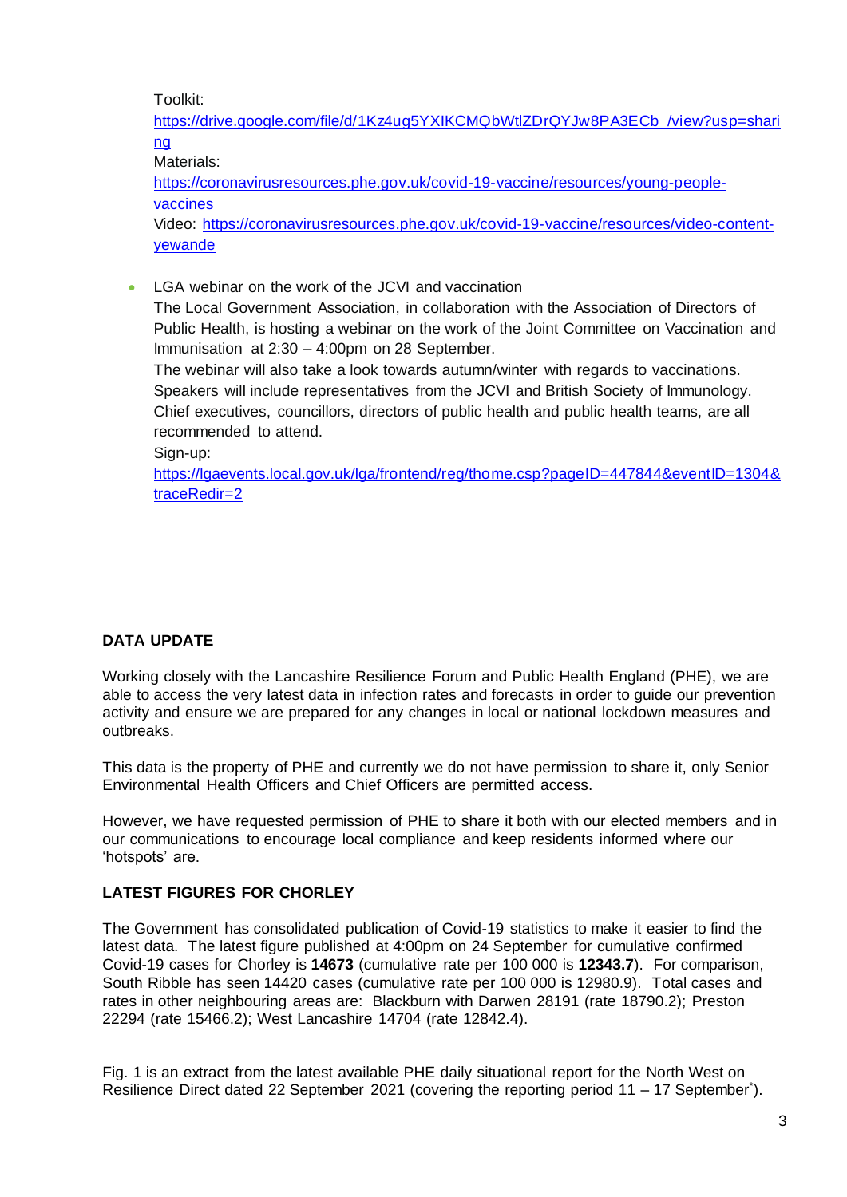Toolkit:
https://drive.google.com/file/d/1Kz4ug5YXIKCMQbWtlZDrQYJw8PA3ECb_/view?usp=sharing
Materials:
https://coronavirusresources.phe.gov.uk/covid-19-vaccine/resources/young-people-vaccines
Video: https://coronavirusresources.phe.gov.uk/covid-19-vaccine/resources/video-content-yewande

- LGA webinar on the work of the JCVI and vaccination
  The Local Government Association, in collaboration with the Association of Directors of Public Health, is hosting a webinar on the work of the Joint Committee on Vaccination and Immunisation at 2:30 – 4:00pm on 28 September.
  The webinar will also take a look towards autumn/winter with regards to vaccinations. Speakers will include representatives from the JCVI and British Society of Immunology. Chief executives, councillors, directors of public health and public health teams, are all recommended to attend.
  Sign-up:
  https://lgaevents.local.gov.uk/lga/frontend/reg/thome.csp?pageID=447844&eventID=1304&traceRedir=2

**DATA UPDATE**

Working closely with the Lancashire Resilience Forum and Public Health England (PHE), we are able to access the very latest data in infection rates and forecasts in order to guide our prevention activity and ensure we are prepared for any changes in local or national lockdown measures and outbreaks.

This data is the property of PHE and currently we do not have permission to share it, only Senior Environmental Health Officers and Chief Officers are permitted access.

However, we have requested permission of PHE to share it both with our elected members and in our communications to encourage local compliance and keep residents informed where our 'hotspots' are.

**LATEST FIGURES FOR CHORLEY**

The Government has consolidated publication of Covid-19 statistics to make it easier to find the latest data. The latest figure published at 4:00pm on 24 September for cumulative confirmed Covid-19 cases for Chorley is **14673** (cumulative rate per 100 000 is **12343.7**). For comparison, South Ribble has seen 14420 cases (cumulative rate per 100 000 is 12980.9). Total cases and rates in other neighbouring areas are: Blackburn with Darwen 28191 (rate 18790.2); Preston 22294 (rate 15466.2); West Lancashire 14704 (rate 12842.4).

Fig. 1 is an extract from the latest available PHE daily situational report for the North West on Resilience Direct dated 22 September 2021 (covering the reporting period 11 – 17 September*).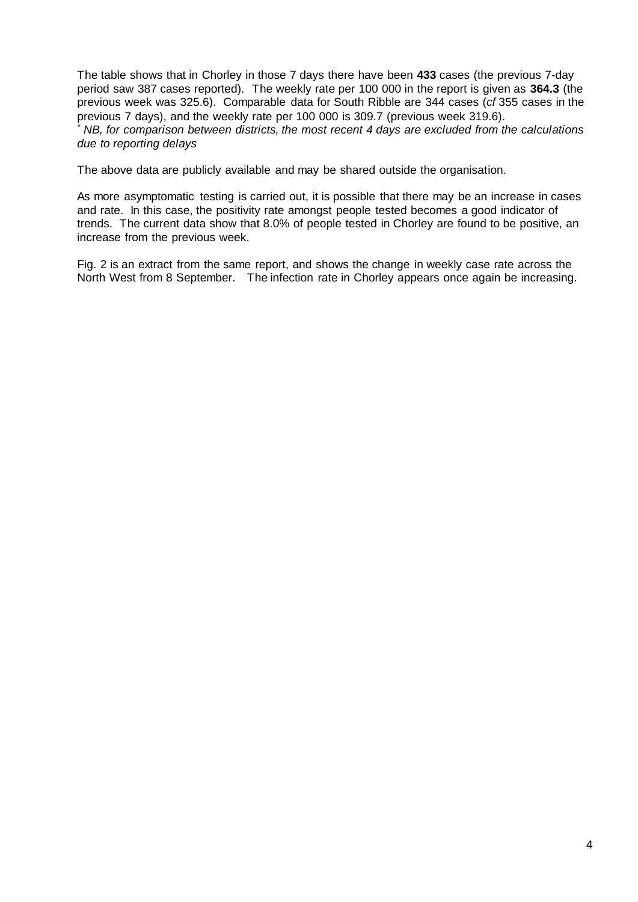The table shows that in Chorley in those 7 days there have been **433** cases (the previous 7-day period saw 387 cases reported). The weekly rate per 100 000 in the report is given as **364.3** (the previous week was 325.6). Comparable data for South Ribble are 344 cases (*cf* 355 cases in the previous 7 days), and the weekly rate per 100 000 is 309.7 (previous week 319.6).

* *NB, for comparison between districts, the most recent 4 days are excluded from the calculations due to reporting delays*

The above data are publicly available and may be shared outside the organisation.

As more asymptomatic testing is carried out, it is possible that there may be an increase in cases and rate. In this case, the positivity rate amongst people tested becomes a good indicator of trends. The current data show that 8.0% of people tested in Chorley are found to be positive, an increase from the previous week.

Fig. 2 is an extract from the same report, and shows the change in weekly case rate across the North West from 8 September. The infection rate in Chorley appears once again be increasing.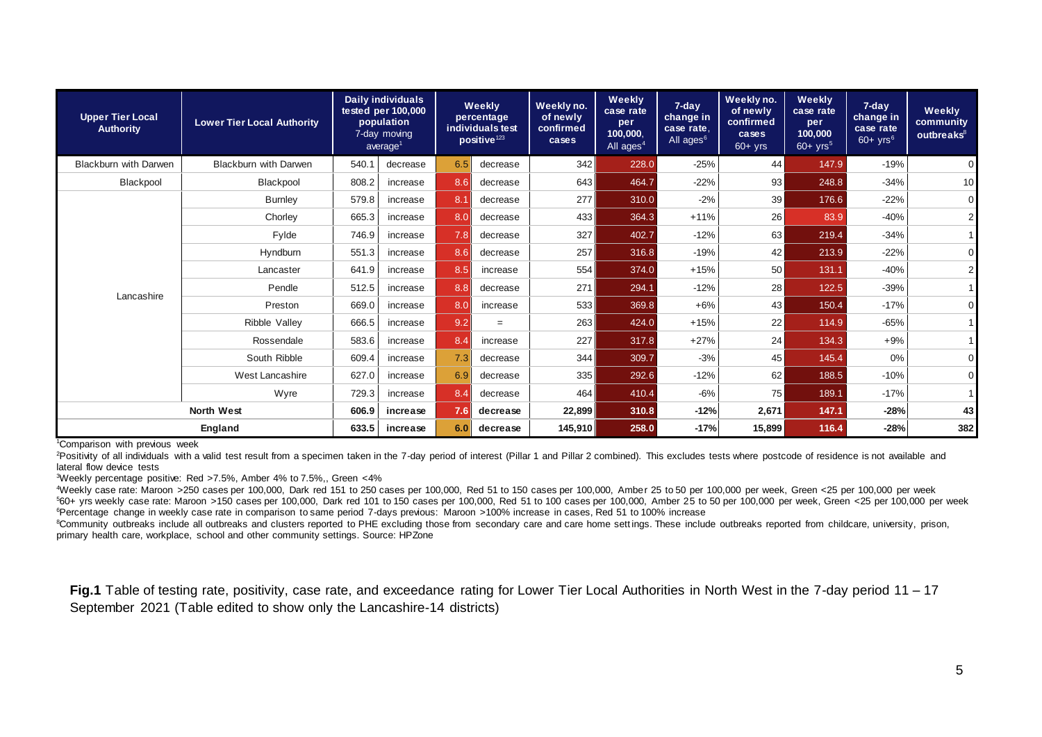| Upper Tier Local Authority | Lower Tier Local Authority | Daily individuals tested per 100,000 population 7-day moving average[1] | | Weekly percentage individuals test positive[123] | | Weekly no. of newly confirmed cases | Weekly case rate per 100,000, All ages[4] | 7-day change in case rate, All ages[6] | Weekly no. of newly confirmed cases 60+ yrs | Weekly case rate per 100,000 60+ yrs[5] | 7-day change in case rate 60+ yrs[6] | Weekly community outbreaks[8] |
|---|---|---|---|---|---|---|---|---|---|---|---|---|
| Blackburn with Darwen | Blackburn with Darwen | 540.1 | decrease | 6.5 | decrease | 342 | 228.0 | -25% | 44 | 147.9 | -19% | 0 |
| Blackpool | Blackpool | 808.2 | increase | 8.6 | decrease | 643 | 464.7 | -22% | 93 | 248.8 | -34% | 10 |
| Lancashire | Burnley | 579.8 | increase | 8.1 | decrease | 277 | 310.0 | -2% | 39 | 176.6 | -22% | 0 |
| | Chorley | 665.3 | increase | 8.0 | decrease | 433 | 364.3 | +11% | 26 | 83.9 | -40% | 2 |
| | Fylde | 746.9 | increase | 7.8 | decrease | 327 | 402.7 | -12% | 63 | 219.4 | -34% | 1 |
| | Hyndburn | 551.3 | increase | 8.6 | decrease | 257 | 316.8 | -19% | 42 | 213.9 | -22% | 0 |
| | Lancaster | 641.9 | increase | 8.5 | increase | 554 | 374.0 | +15% | 50 | 131.1 | -40% | 2 |
| | Pendle | 512.5 | increase | 8.8 | decrease | 271 | 294.1 | -12% | 28 | 122.5 | -39% | 1 |
| | Preston | 669.0 | increase | 8.0 | increase | 533 | 369.8 | +6% | 43 | 150.4 | -17% | 0 |
| | Ribble Valley | 666.5 | increase | 9.2 | = | 263 | 424.0 | +15% | 22 | 114.9 | -65% | 1 |
| | Rossendale | 583.6 | increase | 8.4 | increase | 227 | 317.8 | +27% | 24 | 134.3 | +9% | 1 |
| | South Ribble | 609.4 | increase | 7.3 | decrease | 344 | 309.7 | -3% | 45 | 145.4 | 0% | 0 |
| | West Lancashire | 627.0 | increase | 6.9 | decrease | 335 | 292.6 | -12% | 62 | 188.5 | -10% | 0 |
| | Wyre | 729.3 | increase | 8.4 | decrease | 464 | 410.4 | -6% | 75 | 189.1 | -17% | 1 |
| **North West** | | **606.9** | **increase** | **7.6** | **decrease** | **22,899** | **310.8** | **-12%** | **2,671** | **147.1** | **-28%** | **43** |
| **England** | | **633.5** | **increase** | **6.0** | **decrease** | **145,910** | **258.0** | **-17%** | **15,899** | **116.4** | **-28%** | **382** |

[1]Comparison with previous week

[2]Positivity of all individuals with a valid test result from a specimen taken in the 7-day period of interest (Pillar 1 and Pillar 2 combined). This excludes tests where postcode of residence is not available and lateral flow device tests

[3]Weekly percentage positive: Red >7.5%, Amber 4% to 7.5%,, Green <4%

[4]Weekly case rate: Maroon >250 cases per 100,000, Dark red 151 to 250 cases per 100,000, Red 51 to 150 cases per 100,000, Amber 25 to 50 per 100,000 per week, Green <25 per 100,000 per week

[5]60+ yrs weekly case rate: Maroon >150 cases per 100,000, Dark red 101 to 150 cases per 100,000, Red 51 to 100 cases per 100,000, Amber 25 to 50 per 100,000 per week, Green <25 per 100,000 per week

[6]Percentage change in weekly case rate in comparison to same period 7-days previous: Maroon >100% increase in cases, Red 51 to 100% increase

[8]Community outbreaks include all outbreaks and clusters reported to PHE excluding those from secondary care and care home settings. These include outbreaks reported from childcare, university, prison, primary health care, workplace, school and other community settings. Source: HPZone

**Fig.1** Table of testing rate, positivity, case rate, and exceedance rating for Lower Tier Local Authorities in North West in the 7-day period 11 – 17 September 2021 (Table edited to show only the Lancashire-14 districts)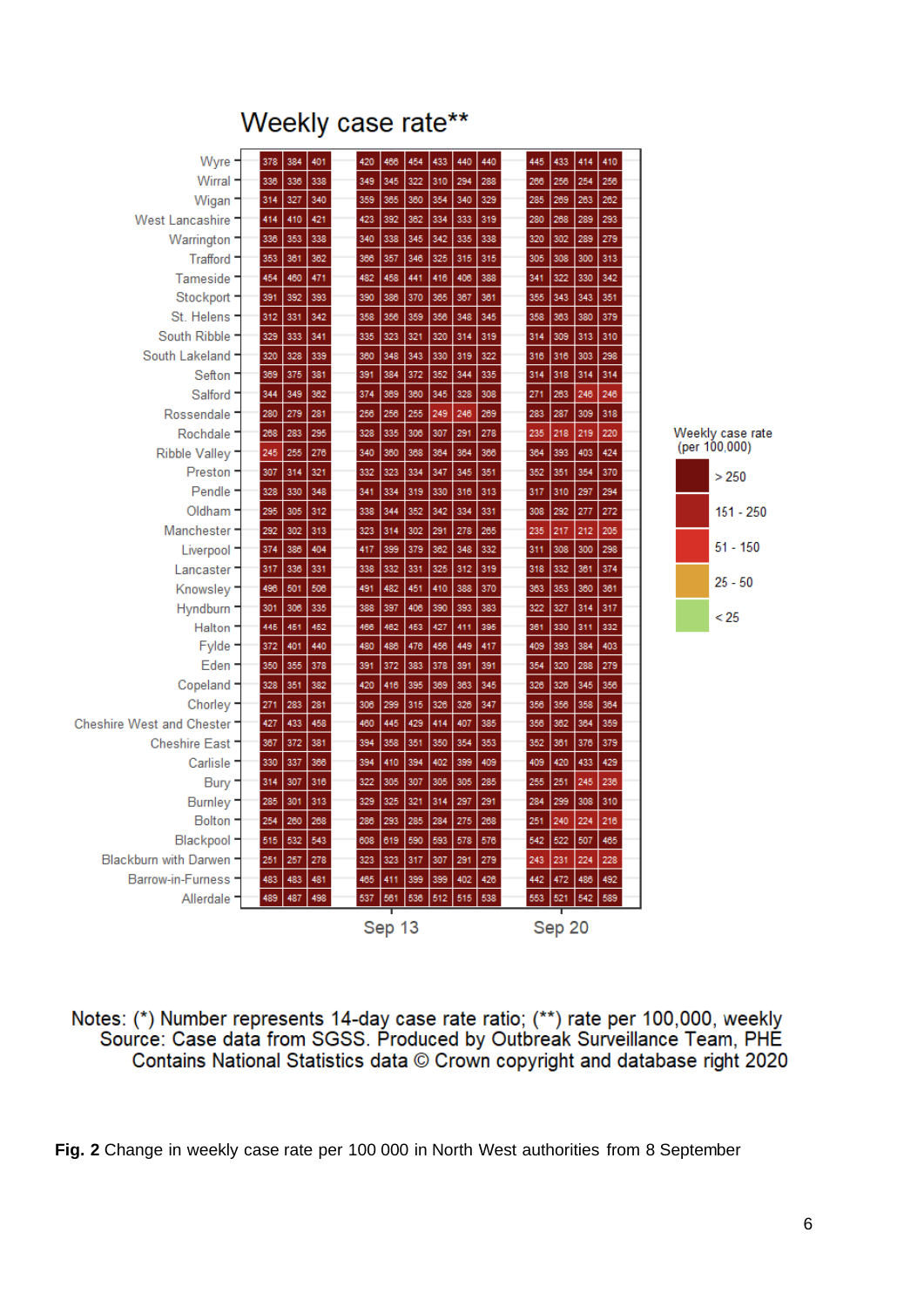## Weekly case rate**

| Authority | | | | | | | | | | | | | |
|---|---|---|---|---|---|---|---|---|---|---|---|---|---|
| Wyre | 378 | 384 | 401 | 420 | 466 | 454 | 433 | 440 | 440 | 445 | 433 | 414 | 410 |
| Wirral | 336 | 336 | 338 | 349 | 345 | 322 | 310 | 294 | 288 | 266 | 256 | 254 | 256 |
| Wigan | 314 | 327 | 340 | 359 | 365 | 360 | 354 | 340 | 329 | 285 | 269 | 263 | 262 |
| West Lancashire | 414 | 410 | 421 | 423 | 392 | 362 | 334 | 333 | 319 | 280 | 268 | 289 | 293 |
| Warrington | 336 | 353 | 338 | 340 | 338 | 345 | 342 | 335 | 338 | 320 | 302 | 289 | 279 |
| Trafford | 353 | 361 | 362 | 366 | 357 | 346 | 325 | 315 | 315 | 305 | 308 | 300 | 313 |
| Tameside | 454 | 460 | 471 | 482 | 458 | 441 | 416 | 406 | 388 | 341 | 322 | 330 | 342 |
| Stockport | 391 | 392 | 393 | 390 | 386 | 370 | 365 | 367 | 361 | 355 | 343 | 343 | 351 |
| St. Helens | 312 | 331 | 342 | 358 | 356 | 359 | 356 | 348 | 345 | 358 | 363 | 380 | 379 |
| South Ribble | 329 | 333 | 341 | 335 | 323 | 321 | 320 | 314 | 319 | 314 | 309 | 313 | 310 |
| South Lakeland | 320 | 328 | 339 | 360 | 348 | 343 | 330 | 319 | 322 | 316 | 316 | 303 | 298 |
| Sefton | 369 | 375 | 381 | 391 | 384 | 372 | 352 | 344 | 335 | 314 | 318 | 314 | 314 |
| Salford | 344 | 349 | 362 | 374 | 369 | 360 | 345 | 328 | 308 | 271 | 263 | 246 | 246 |
| Rossendale | 280 | 279 | 281 | 256 | 256 | 255 | 249 | 246 | 269 | 283 | 287 | 309 | 318 |
| Rochdale | 268 | 283 | 295 | 328 | 335 | 306 | 307 | 291 | 278 | 235 | 218 | 219 | 220 |
| Ribble Valley | 245 | 255 | 276 | 340 | 360 | 368 | 364 | 364 | 366 | 364 | 393 | 403 | 424 |
| Preston | 307 | 314 | 321 | 332 | 323 | 334 | 347 | 345 | 351 | 352 | 351 | 354 | 370 |
| Pendle | 328 | 330 | 348 | 341 | 334 | 319 | 330 | 316 | 313 | 317 | 310 | 297 | 294 |
| Oldham | 295 | 305 | 312 | 338 | 344 | 352 | 342 | 334 | 331 | 308 | 292 | 277 | 272 |
| Manchester | 292 | 302 | 313 | 323 | 314 | 302 | 291 | 278 | 265 | 235 | 217 | 212 | 205 |
| Liverpool | 374 | 386 | 404 | 417 | 399 | 379 | 362 | 348 | 332 | 311 | 308 | 300 | 298 |
| Lancaster | 317 | 336 | 331 | 338 | 332 | 331 | 325 | 312 | 319 | 318 | 332 | 361 | 374 |
| Knowsley | 496 | 501 | 506 | 491 | 482 | 451 | 410 | 388 | 370 | 363 | 353 | 360 | 361 |
| Hyndburn | 301 | 306 | 335 | 388 | 397 | 406 | 390 | 393 | 383 | 322 | 327 | 314 | 317 |
| Halton | 445 | 451 | 462 | 466 | 462 | 453 | 427 | 411 | 395 | 361 | 330 | 311 | 332 |
| Fylde | 372 | 401 | 440 | 480 | 486 | 476 | 456 | 449 | 417 | 409 | 393 | 384 | 403 |
| Eden | 350 | 355 | 378 | 391 | 372 | 383 | 378 | 391 | 391 | 354 | 320 | 288 | 279 |
| Copeland | 328 | 351 | 382 | 420 | 416 | 395 | 369 | 363 | 345 | 326 | 326 | 345 | 356 |
| Chorley | 271 | 283 | 281 | 306 | 299 | 315 | 326 | 326 | 347 | 356 | 356 | 358 | 364 |
| Cheshire West and Chester | 427 | 433 | 458 | 460 | 445 | 429 | 414 | 407 | 385 | 356 | 362 | 364 | 359 |
| Cheshire East | 367 | 372 | 381 | 394 | 358 | 351 | 350 | 354 | 353 | 352 | 361 | 376 | 379 |
| Carlisle | 330 | 337 | 366 | 394 | 410 | 394 | 402 | 399 | 409 | 409 | 420 | 433 | 429 |
| Bury | 314 | 307 | 316 | 322 | 305 | 307 | 305 | 305 | 285 | 255 | 251 | 245 | 236 |
| Burnley | 285 | 301 | 313 | 329 | 325 | 321 | 314 | 297 | 291 | 284 | 299 | 308 | 310 |
| Bolton | 254 | 260 | 268 | 286 | 293 | 285 | 284 | 275 | 268 | 251 | 240 | 224 | 216 |
| Blackpool | 515 | 532 | 543 | 608 | 619 | 590 | 593 | 578 | 576 | 542 | 522 | 507 | 465 |
| Blackburn with Darwen | 251 | 257 | 278 | 323 | 323 | 317 | 307 | 291 | 279 | 243 | 231 | 224 | 228 |
| Barrow-in-Furness | 483 | 483 | 481 | 465 | 411 | 399 | 399 | 402 | 426 | 442 | 472 | 486 | 492 |
| Allerdale | 489 | 487 | 498 | 537 | 561 | 536 | 512 | 515 | 538 | 553 | 521 | 542 | 589 |

Sep 13 Sep 20

Weekly case rate (per 100,000)
- > 250
- 151 - 250
- 51 - 150
- 25 - 50
- < 25

Notes: (*) Number represents 14-day case rate ratio; (**) rate per 100,000, weekly
Source: Case data from SGSS. Produced by Outbreak Surveillance Team, PHE
Contains National Statistics data © Crown copyright and database right 2020

**Fig. 2** Change in weekly case rate per 100 000 in North West authorities from 8 September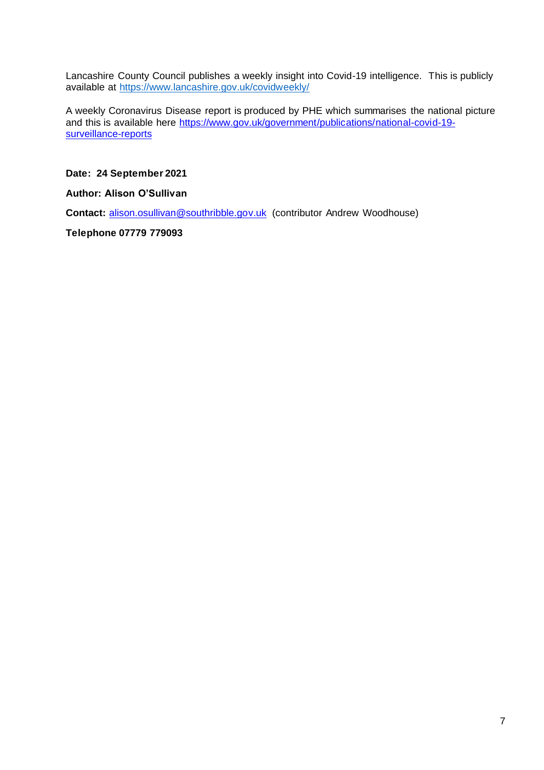Lancashire County Council publishes a weekly insight into Covid-19 intelligence. This is publicly available at https://www.lancashire.gov.uk/covidweekly/

A weekly Coronavirus Disease report is produced by PHE which summarises the national picture and this is available here https://www.gov.uk/government/publications/national-covid-19-surveillance-reports

**Date: 24 September 2021**

**Author: Alison O'Sullivan**

**Contact:** alison.osullivan@southribble.gov.uk (contributor Andrew Woodhouse)

**Telephone 07779 779093**